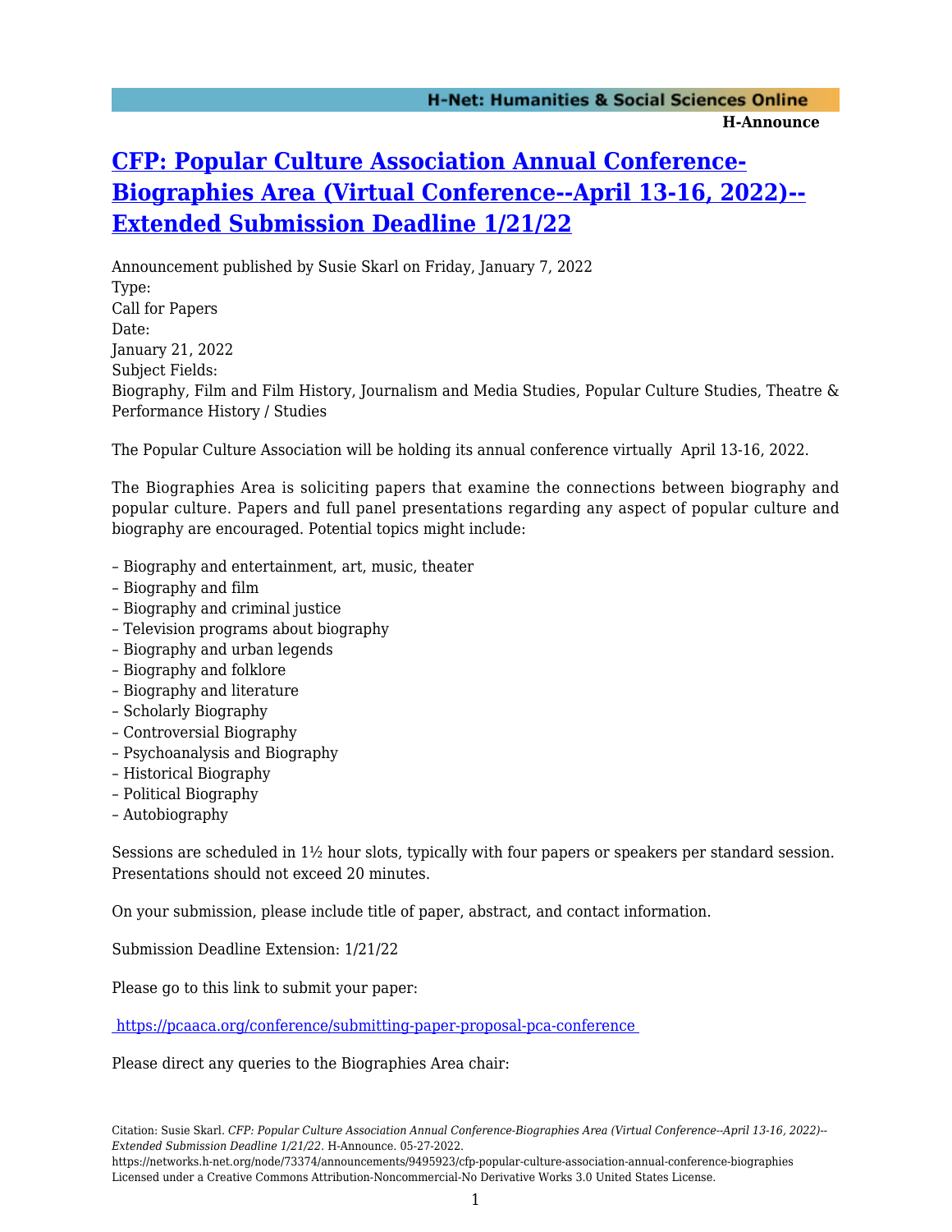# [CFP: Popular Culture Association Annual Conference-Biographies Area (Virtual Conference--April 13-16, 2022)--Extended Submission Deadline 1/21/22](https://networks.h-net.org/node/73374/announcements/9495923/cfp-popular-culture-association-annual-conference-biographies)

Announcement published by Susie Skarl on Friday, January 7, 2022

Type:
Call for Papers

Date:
January 21, 2022

Subject Fields:
Biography, Film and Film History, Journalism and Media Studies, Popular Culture Studies, Theatre & Performance History / Studies

The Popular Culture Association will be holding its annual conference virtually April 13-16, 2022.

The Biographies Area is soliciting papers that examine the connections between biography and popular culture. Papers and full panel presentations regarding any aspect of popular culture and biography are encouraged. Potential topics might include:

– Biography and entertainment, art, music, theater
– Biography and film
– Biography and criminal justice
– Television programs about biography
– Biography and urban legends
– Biography and folklore
– Biography and literature
– Scholarly Biography
– Controversial Biography
– Psychoanalysis and Biography
– Historical Biography
– Political Biography
– Autobiography

Sessions are scheduled in 1½ hour slots, typically with four papers or speakers per standard session. Presentations should not exceed 20 minutes.

On your submission, please include title of paper, abstract, and contact information.

Submission Deadline Extension: 1/21/22

Please go to this link to submit your paper:

[https://pcaaca.org/conference/submitting-paper-proposal-pca-conference](https://pcaaca.org/conference/submitting-paper-proposal-pca-conference)

Please direct any queries to the Biographies Area chair:

Citation: Susie Skarl. *CFP: Popular Culture Association Annual Conference-Biographies Area (Virtual Conference--April 13-16, 2022)--Extended Submission Deadline 1/21/22*. H-Announce. 05-27-2022.
https://networks.h-net.org/node/73374/announcements/9495923/cfp-popular-culture-association-annual-conference-biographies
Licensed under a Creative Commons Attribution-Noncommercial-No Derivative Works 3.0 United States License.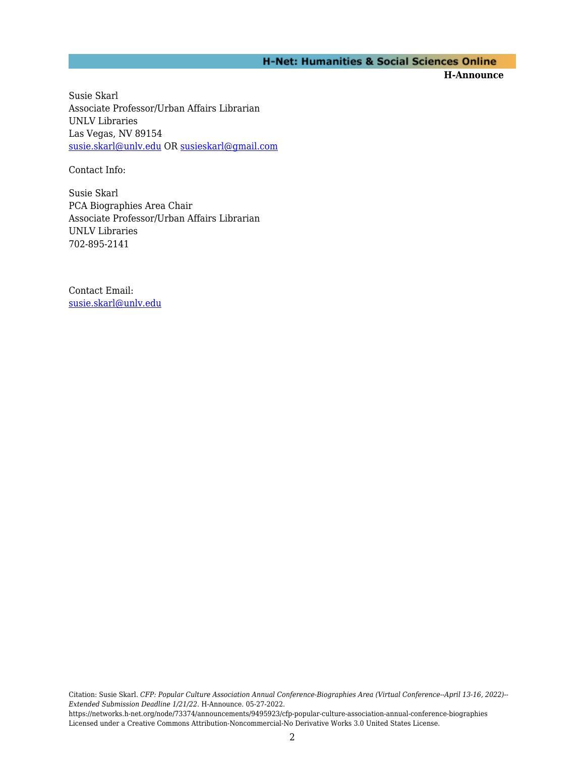Susie Skarl
Associate Professor/Urban Affairs Librarian
UNLV Libraries
Las Vegas, NV 89154
susie.skarl@unlv.edu OR susieskarl@gmail.com

Contact Info:

Susie Skarl
PCA Biographies Area Chair
Associate Professor/Urban Affairs Librarian
UNLV Libraries
702-895-2141

Contact Email:
susie.skarl@unlv.edu

Citation: Susie Skarl. *CFP: Popular Culture Association Annual Conference-Biographies Area (Virtual Conference--April 13-16, 2022)--Extended Submission Deadline 1/21/22*. H-Announce. 05-27-2022.
https://networks.h-net.org/node/73374/announcements/9495923/cfp-popular-culture-association-annual-conference-biographies
Licensed under a Creative Commons Attribution-Noncommercial-No Derivative Works 3.0 United States License.